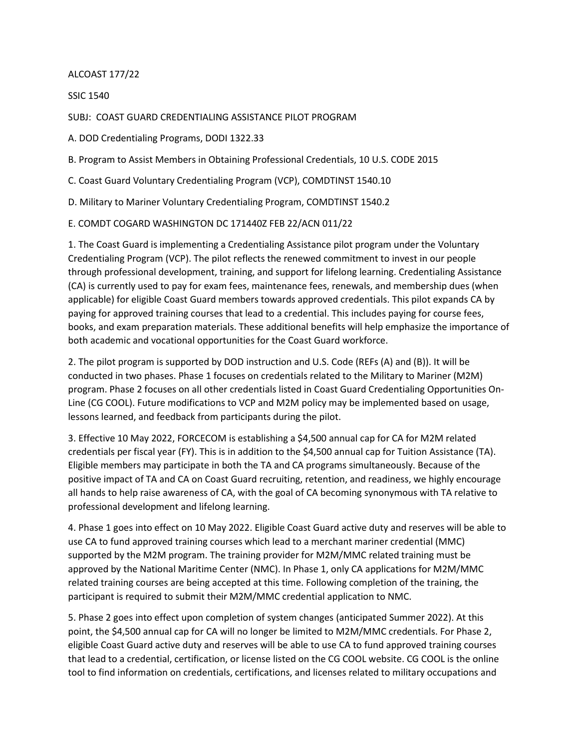ALCOAST 177/22

SSIC 1540

SUBJ: COAST GUARD CREDENTIALING ASSISTANCE PILOT PROGRAM

A. DOD Credentialing Programs, DODI 1322.33

B. Program to Assist Members in Obtaining Professional Credentials, 10 U.S. CODE 2015

C. Coast Guard Voluntary Credentialing Program (VCP), COMDTINST 1540.10

D. Military to Mariner Voluntary Credentialing Program, COMDTINST 1540.2

E. COMDT COGARD WASHINGTON DC 171440Z FEB 22/ACN 011/22

1. The Coast Guard is implementing a Credentialing Assistance pilot program under the Voluntary Credentialing Program (VCP). The pilot reflects the renewed commitment to invest in our people through professional development, training, and support for lifelong learning. Credentialing Assistance (CA) is currently used to pay for exam fees, maintenance fees, renewals, and membership dues (when applicable) for eligible Coast Guard members towards approved credentials. This pilot expands CA by paying for approved training courses that lead to a credential. This includes paying for course fees, books, and exam preparation materials. These additional benefits will help emphasize the importance of both academic and vocational opportunities for the Coast Guard workforce.

2. The pilot program is supported by DOD instruction and U.S. Code (REFs (A) and (B)). It will be conducted in two phases. Phase 1 focuses on credentials related to the Military to Mariner (M2M) program. Phase 2 focuses on all other credentials listed in Coast Guard Credentialing Opportunities On-Line (CG COOL). Future modifications to VCP and M2M policy may be implemented based on usage, lessons learned, and feedback from participants during the pilot.

3. Effective 10 May 2022, FORCECOM is establishing a $4,500 annual cap for CA for M2M related credentials per fiscal year (FY). This is in addition to the $4,500 annual cap for Tuition Assistance (TA). Eligible members may participate in both the TA and CA programs simultaneously. Because of the positive impact of TA and CA on Coast Guard recruiting, retention, and readiness, we highly encourage all hands to help raise awareness of CA, with the goal of CA becoming synonymous with TA relative to professional development and lifelong learning.

4. Phase 1 goes into effect on 10 May 2022. Eligible Coast Guard active duty and reserves will be able to use CA to fund approved training courses which lead to a merchant mariner credential (MMC) supported by the M2M program. The training provider for M2M/MMC related training must be approved by the National Maritime Center (NMC). In Phase 1, only CA applications for M2M/MMC related training courses are being accepted at this time. Following completion of the training, the participant is required to submit their M2M/MMC credential application to NMC.

5. Phase 2 goes into effect upon completion of system changes (anticipated Summer 2022). At this point, the $4,500 annual cap for CA will no longer be limited to M2M/MMC credentials. For Phase 2, eligible Coast Guard active duty and reserves will be able to use CA to fund approved training courses that lead to a credential, certification, or license listed on the CG COOL website. CG COOL is the online tool to find information on credentials, certifications, and licenses related to military occupations and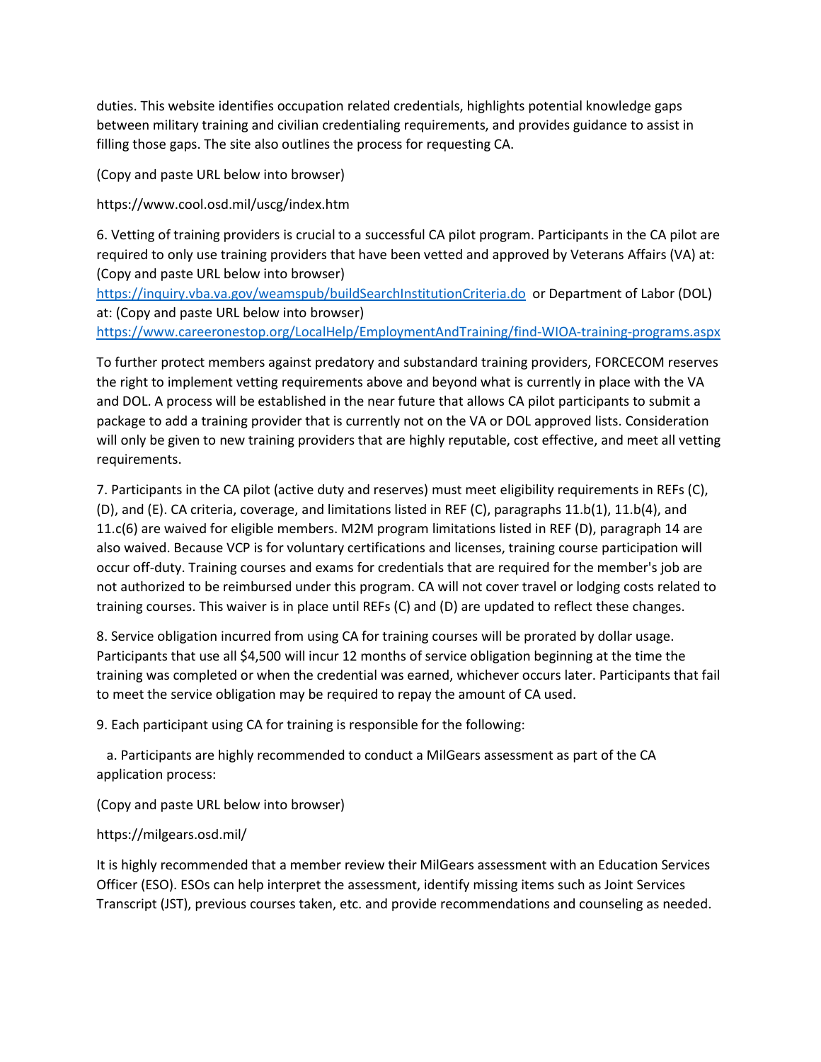duties. This website identifies occupation related credentials, highlights potential knowledge gaps between military training and civilian credentialing requirements, and provides guidance to assist in filling those gaps. The site also outlines the process for requesting CA.

(Copy and paste URL below into browser)

https://www.cool.osd.mil/uscg/index.htm

6. Vetting of training providers is crucial to a successful CA pilot program. Participants in the CA pilot are required to only use training providers that have been vetted and approved by Veterans Affairs (VA) at: (Copy and paste URL below into browser)
https://inquiry.vba.va.gov/weamspub/buildSearchInstitutionCriteria.do or Department of Labor (DOL) at: (Copy and paste URL below into browser)
https://www.careeronestop.org/LocalHelp/EmploymentAndTraining/find-WIOA-training-programs.aspx

To further protect members against predatory and substandard training providers, FORCECOM reserves the right to implement vetting requirements above and beyond what is currently in place with the VA and DOL. A process will be established in the near future that allows CA pilot participants to submit a package to add a training provider that is currently not on the VA or DOL approved lists. Consideration will only be given to new training providers that are highly reputable, cost effective, and meet all vetting requirements.

7. Participants in the CA pilot (active duty and reserves) must meet eligibility requirements in REFs (C), (D), and (E). CA criteria, coverage, and limitations listed in REF (C), paragraphs 11.b(1), 11.b(4), and 11.c(6) are waived for eligible members. M2M program limitations listed in REF (D), paragraph 14 are also waived. Because VCP is for voluntary certifications and licenses, training course participation will occur off-duty. Training courses and exams for credentials that are required for the member's job are not authorized to be reimbursed under this program. CA will not cover travel or lodging costs related to training courses. This waiver is in place until REFs (C) and (D) are updated to reflect these changes.

8. Service obligation incurred from using CA for training courses will be prorated by dollar usage. Participants that use all $4,500 will incur 12 months of service obligation beginning at the time the training was completed or when the credential was earned, whichever occurs later. Participants that fail to meet the service obligation may be required to repay the amount of CA used.

9. Each participant using CA for training is responsible for the following:

a. Participants are highly recommended to conduct a MilGears assessment as part of the CA application process:

(Copy and paste URL below into browser)

https://milgears.osd.mil/

It is highly recommended that a member review their MilGears assessment with an Education Services Officer (ESO). ESOs can help interpret the assessment, identify missing items such as Joint Services Transcript (JST), previous courses taken, etc. and provide recommendations and counseling as needed.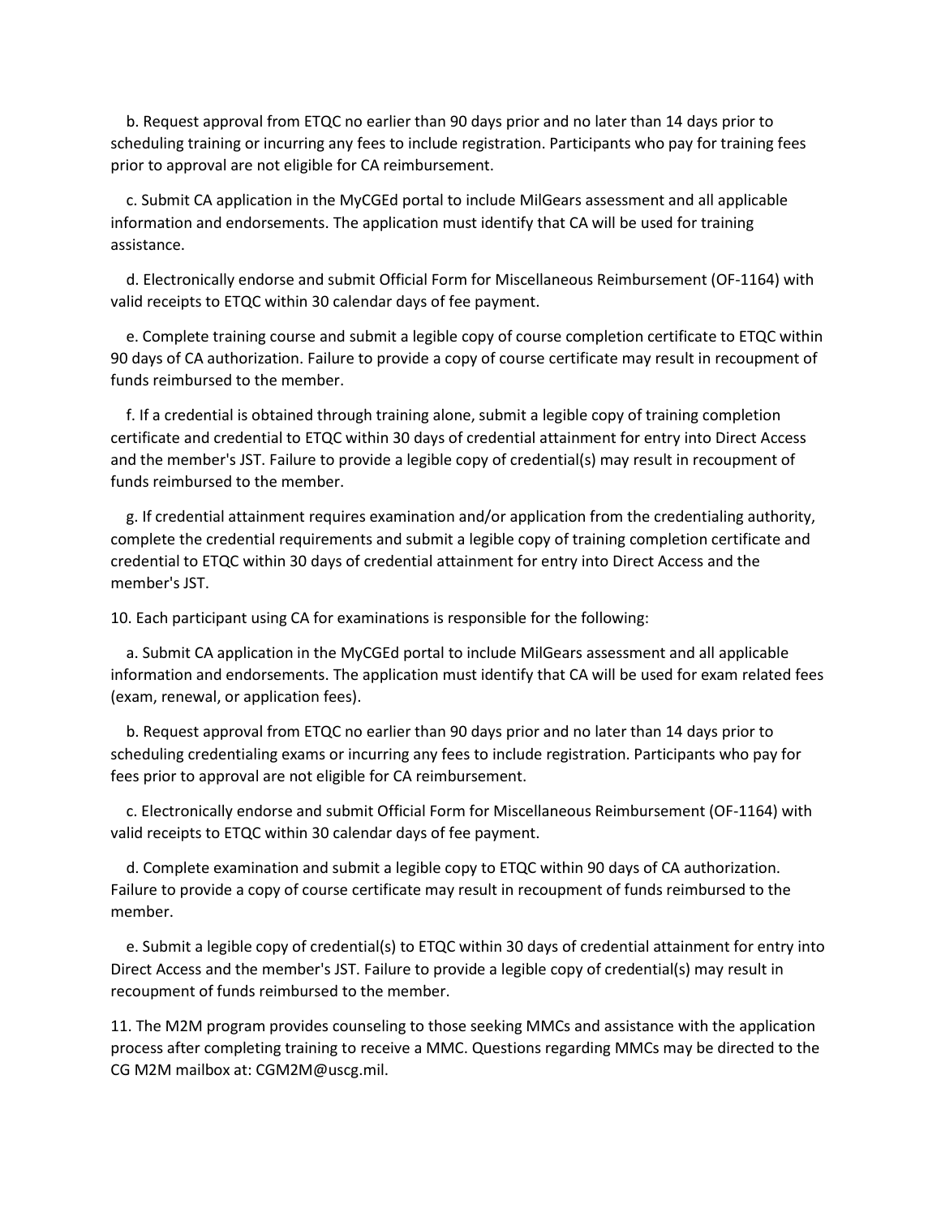b. Request approval from ETQC no earlier than 90 days prior and no later than 14 days prior to scheduling training or incurring any fees to include registration. Participants who pay for training fees prior to approval are not eligible for CA reimbursement.

c. Submit CA application in the MyCGEd portal to include MilGears assessment and all applicable information and endorsements. The application must identify that CA will be used for training assistance.

d. Electronically endorse and submit Official Form for Miscellaneous Reimbursement (OF-1164) with valid receipts to ETQC within 30 calendar days of fee payment.

e. Complete training course and submit a legible copy of course completion certificate to ETQC within 90 days of CA authorization. Failure to provide a copy of course certificate may result in recoupment of funds reimbursed to the member.

f. If a credential is obtained through training alone, submit a legible copy of training completion certificate and credential to ETQC within 30 days of credential attainment for entry into Direct Access and the member's JST. Failure to provide a legible copy of credential(s) may result in recoupment of funds reimbursed to the member.

g. If credential attainment requires examination and/or application from the credentialing authority, complete the credential requirements and submit a legible copy of training completion certificate and credential to ETQC within 30 days of credential attainment for entry into Direct Access and the member's JST.

10. Each participant using CA for examinations is responsible for the following:

a. Submit CA application in the MyCGEd portal to include MilGears assessment and all applicable information and endorsements. The application must identify that CA will be used for exam related fees (exam, renewal, or application fees).

b. Request approval from ETQC no earlier than 90 days prior and no later than 14 days prior to scheduling credentialing exams or incurring any fees to include registration. Participants who pay for fees prior to approval are not eligible for CA reimbursement.

c. Electronically endorse and submit Official Form for Miscellaneous Reimbursement (OF-1164) with valid receipts to ETQC within 30 calendar days of fee payment.

d. Complete examination and submit a legible copy to ETQC within 90 days of CA authorization. Failure to provide a copy of course certificate may result in recoupment of funds reimbursed to the member.

e. Submit a legible copy of credential(s) to ETQC within 30 days of credential attainment for entry into Direct Access and the member's JST. Failure to provide a legible copy of credential(s) may result in recoupment of funds reimbursed to the member.

11. The M2M program provides counseling to those seeking MMCs and assistance with the application process after completing training to receive a MMC. Questions regarding MMCs may be directed to the CG M2M mailbox at: CGM2M@uscg.mil.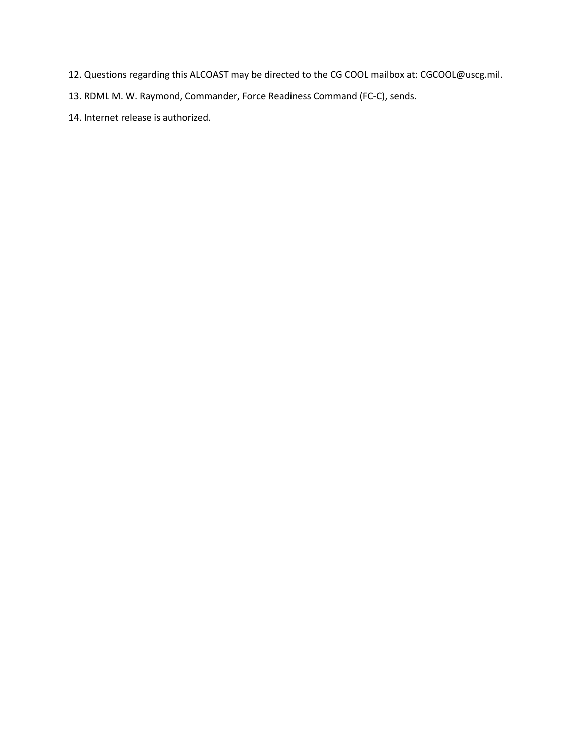12. Questions regarding this ALCOAST may be directed to the CG COOL mailbox at: CGCOOL@uscg.mil.
13. RDML M. W. Raymond, Commander, Force Readiness Command (FC-C), sends.
14. Internet release is authorized.